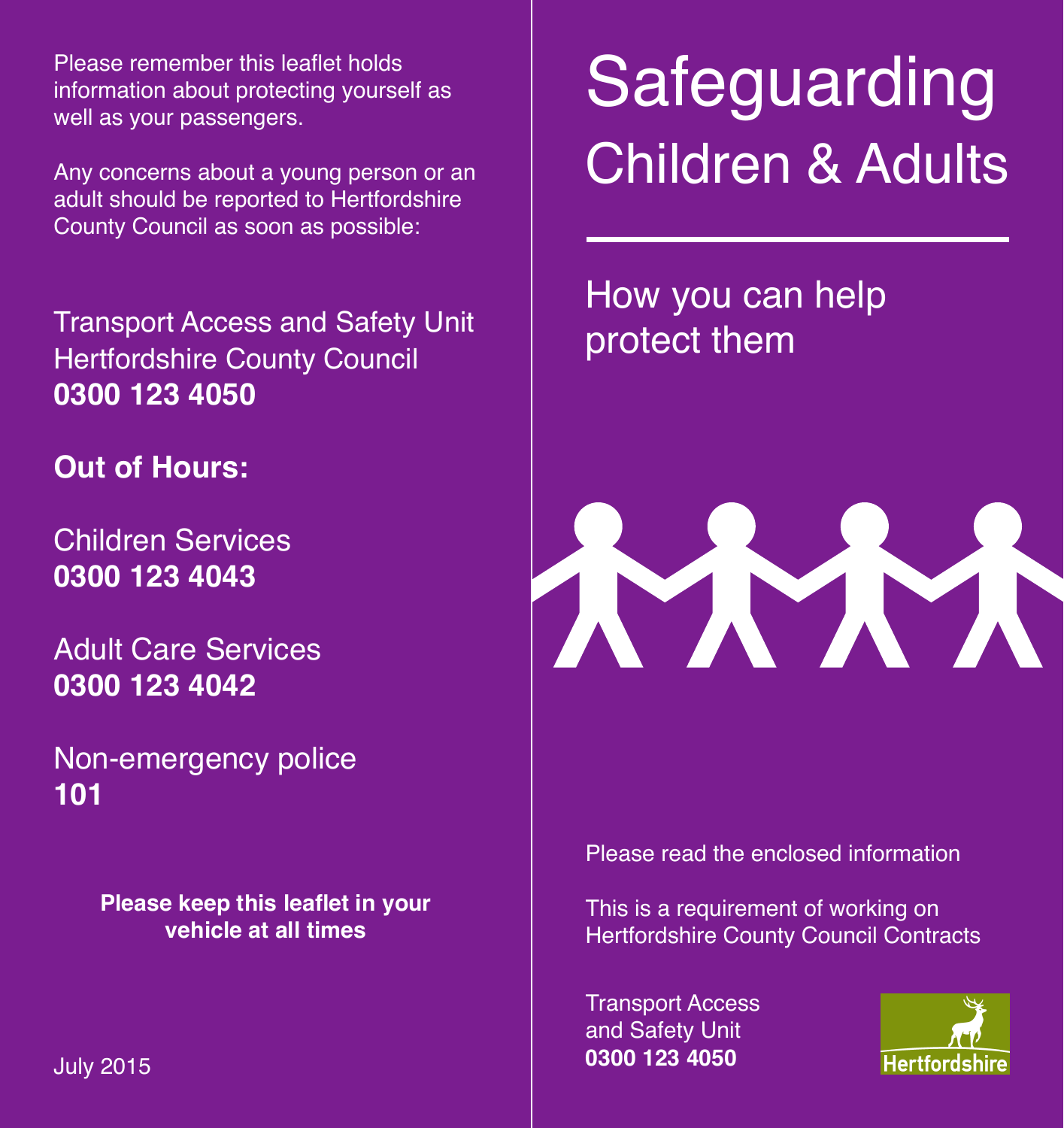# Safeguarding

## Children & Adults

---

How you can help protect them

Please read the enclosed information

This is a requirement of working on Hertfordshire County Council Contracts

Transport Access and Safety Unit
**0300 123 4050**

Hertfordshire

---

Please remember this leaflet holds information about protecting yourself as well as your passengers.

Any concerns about a young person or an adult should be reported to Hertfordshire County Council as soon as possible:

Transport Access and Safety Unit
Hertfordshire County Council
**0300 123 4050**

**Out of Hours:**

Children Services
**0300 123 4043**

Adult Care Services
**0300 123 4042**

Non-emergency police
**101**

**Please keep this leaflet in your vehicle at all times**

July 2015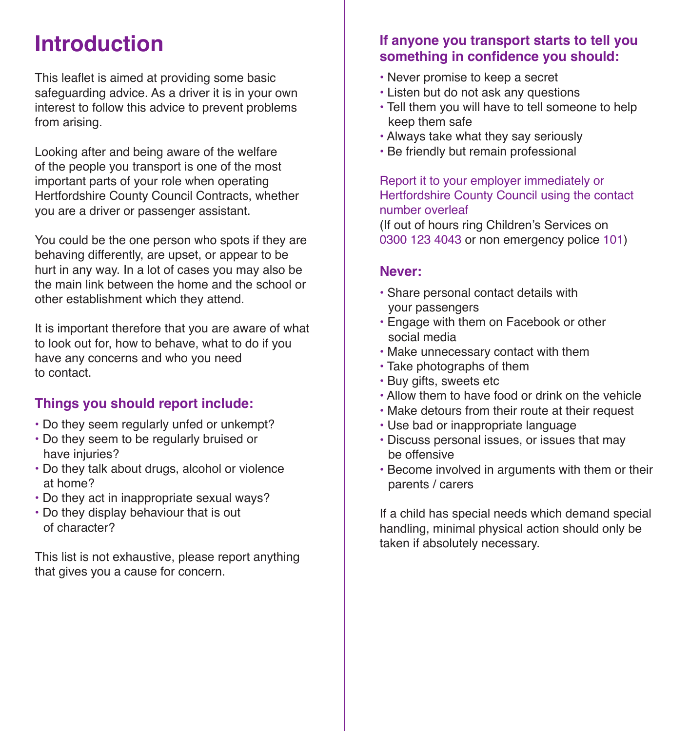# Introduction

This leaflet is aimed at providing some basic safeguarding advice. As a driver it is in your own interest to follow this advice to prevent problems from arising.

Looking after and being aware of the welfare of the people you transport is one of the most important parts of your role when operating Hertfordshire County Council Contracts, whether you are a driver or passenger assistant.

You could be the one person who spots if they are behaving differently, are upset, or appear to be hurt in any way. In a lot of cases you may also be the main link between the home and the school or other establishment which they attend.

It is important therefore that you are aware of what to look out for, how to behave, what to do if you have any concerns and who you need to contact.

### Things you should report include:

- Do they seem regularly unfed or unkempt?
- Do they seem to be regularly bruised or have injuries?
- Do they talk about drugs, alcohol or violence at home?
- Do they act in inappropriate sexual ways?
- Do they display behaviour that is out of character?

This list is not exhaustive, please report anything that gives you a cause for concern.

### If anyone you transport starts to tell you something in confidence you should:

- Never promise to keep a secret
- Listen but do not ask any questions
- Tell them you will have to tell someone to help keep them safe
- Always take what they say seriously
- Be friendly but remain professional

Report it to your employer immediately or Hertfordshire County Council using the contact number overleaf
(If out of hours ring Children's Services on 0300 123 4043 or non emergency police 101)

### Never:

- Share personal contact details with your passengers
- Engage with them on Facebook or other social media
- Make unnecessary contact with them
- Take photographs of them
- Buy gifts, sweets etc
- Allow them to have food or drink on the vehicle
- Make detours from their route at their request
- Use bad or inappropriate language
- Discuss personal issues, or issues that may be offensive
- Become involved in arguments with them or their parents / carers

If a child has special needs which demand special handling, minimal physical action should only be taken if absolutely necessary.